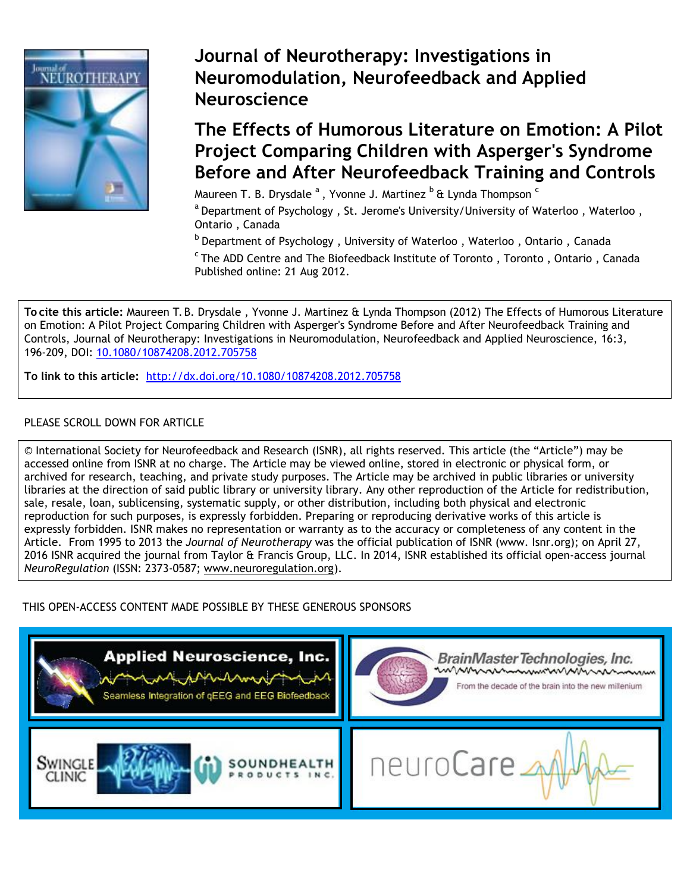# Journal of Neurotherapy: Investigations in Neuromodulation, Neurofeedback and Applied Neuroscience

## The Effects of Humorous Literature on Emotion: A Pilot Project Comparing Children with Asperger's Syndrome Before and After Neurofeedback Training and Controls

Maureen T. B. Drysdale [a] , Yvonne J. Martinez [b] & Lynda Thompson [c]

[a] Department of Psychology , St. Jerome's University/University of Waterloo , Waterloo , Ontario , Canada

[b] Department of Psychology , University of Waterloo , Waterloo , Ontario , Canada

[c] The ADD Centre and The Biofeedback Institute of Toronto , Toronto , Ontario , Canada

Published online: 21 Aug 2012.

**To cite this article:** Maureen T. B. Drysdale , Yvonne J. Martinez & Lynda Thompson (2012) The Effects of Humorous Literature on Emotion: A Pilot Project Comparing Children with Asperger's Syndrome Before and After Neurofeedback Training and Controls, Journal of Neurotherapy: Investigations in Neuromodulation, Neurofeedback and Applied Neuroscience, 16:3, 196-209, DOI: 10.1080/10874208.2012.705758

**To link to this article:** http://dx.doi.org/10.1080/10874208.2012.705758

PLEASE SCROLL DOWN FOR ARTICLE

© International Society for Neurofeedback and Research (ISNR), all rights reserved. This article (the "Article") may be accessed online from ISNR at no charge. The Article may be viewed online, stored in electronic or physical form, or archived for research, teaching, and private study purposes. The Article may be archived in public libraries or university libraries at the direction of said public library or university library. Any other reproduction of the Article for redistribution, sale, resale, loan, sublicensing, systematic supply, or other distribution, including both physical and electronic reproduction for such purposes, is expressly forbidden. Preparing or reproducing derivative works of this article is expressly forbidden. ISNR makes no representation or warranty as to the accuracy or completeness of any content in the Article. From 1995 to 2013 the *Journal of Neurotherapy* was the official publication of ISNR (www. Isnr.org); on April 27, 2016 ISNR acquired the journal from Taylor & Francis Group, LLC. In 2014, ISNR established its official open-access journal *NeuroRegulation* (ISSN: 2373-0587; www.neuroregulation.org).

THIS OPEN-ACCESS CONTENT MADE POSSIBLE BY THESE GENEROUS SPONSORS

Applied Neuroscience, Inc. — Seamless Integration of qEEG and EEG Biofeedback

BrainMaster Technologies, Inc. — From the decade of the brain into the new millenium

Swingle Clinic

Soundhealth Products Inc.

neuroCare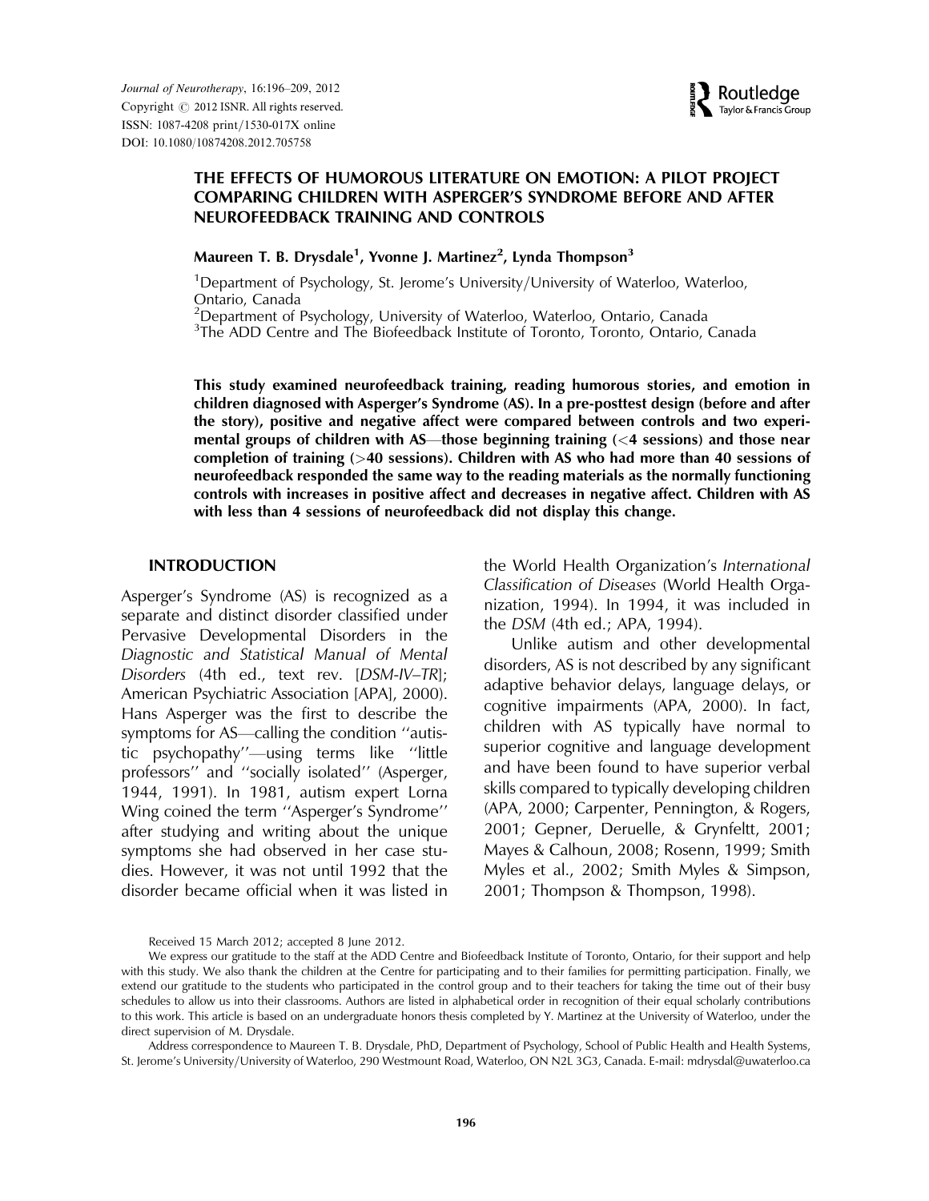Journal of Neurotherapy, 16:196–209, 2012
Copyright © 2012 ISNR. All rights reserved.
ISSN: 1087-4208 print/1530-017X online
DOI: 10.1080/10874208.2012.705758

# THE EFFECTS OF HUMOROUS LITERATURE ON EMOTION: A PILOT PROJECT COMPARING CHILDREN WITH ASPERGER'S SYNDROME BEFORE AND AFTER NEUROFEEDBACK TRAINING AND CONTROLS

**Maureen T. B. Drysdale[1], Yvonne J. Martinez[2], Lynda Thompson[3]**

[1]Department of Psychology, St. Jerome's University/University of Waterloo, Waterloo, Ontario, Canada
[2]Department of Psychology, University of Waterloo, Waterloo, Ontario, Canada
[3]The ADD Centre and The Biofeedback Institute of Toronto, Toronto, Ontario, Canada

**This study examined neurofeedback training, reading humorous stories, and emotion in children diagnosed with Asperger's Syndrome (AS). In a pre-posttest design (before and after the story), positive and negative affect were compared between controls and two experimental groups of children with AS—those beginning training (<4 sessions) and those near completion of training (>40 sessions). Children with AS who had more than 40 sessions of neurofeedback responded the same way to the reading materials as the normally functioning controls with increases in positive affect and decreases in negative affect. Children with AS with less than 4 sessions of neurofeedback did not display this change.**

## INTRODUCTION

Asperger's Syndrome (AS) is recognized as a separate and distinct disorder classified under Pervasive Developmental Disorders in the *Diagnostic and Statistical Manual of Mental Disorders* (4th ed., text rev. [*DSM-IV–TR*]; American Psychiatric Association [APA], 2000). Hans Asperger was the first to describe the symptoms for AS—calling the condition ''autistic psychopathy''—using terms like ''little professors'' and ''socially isolated'' (Asperger, 1944, 1991). In 1981, autism expert Lorna Wing coined the term ''Asperger's Syndrome'' after studying and writing about the unique symptoms she had observed in her case studies. However, it was not until 1992 that the disorder became official when it was listed in the World Health Organization's *International Classification of Diseases* (World Health Organization, 1994). In 1994, it was included in the *DSM* (4th ed.; APA, 1994).

Unlike autism and other developmental disorders, AS is not described by any significant adaptive behavior delays, language delays, or cognitive impairments (APA, 2000). In fact, children with AS typically have normal to superior cognitive and language development and have been found to have superior verbal skills compared to typically developing children (APA, 2000; Carpenter, Pennington, & Rogers, 2001; Gepner, Deruelle, & Grynfeltt, 2001; Mayes & Calhoun, 2008; Rosenn, 1999; Smith Myles et al., 2002; Smith Myles & Simpson, 2001; Thompson & Thompson, 1998).

Received 15 March 2012; accepted 8 June 2012.

We express our gratitude to the staff at the ADD Centre and Biofeedback Institute of Toronto, Ontario, for their support and help with this study. We also thank the children at the Centre for participating and to their families for permitting participation. Finally, we extend our gratitude to the students who participated in the control group and to their teachers for taking the time out of their busy schedules to allow us into their classrooms. Authors are listed in alphabetical order in recognition of their equal scholarly contributions to this work. This article is based on an undergraduate honors thesis completed by Y. Martinez at the University of Waterloo, under the direct supervision of M. Drysdale.

Address correspondence to Maureen T. B. Drysdale, PhD, Department of Psychology, School of Public Health and Health Systems, St. Jerome's University/University of Waterloo, 290 Westmount Road, Waterloo, ON N2L 3G3, Canada. E-mail: mdrysdal@uwaterloo.ca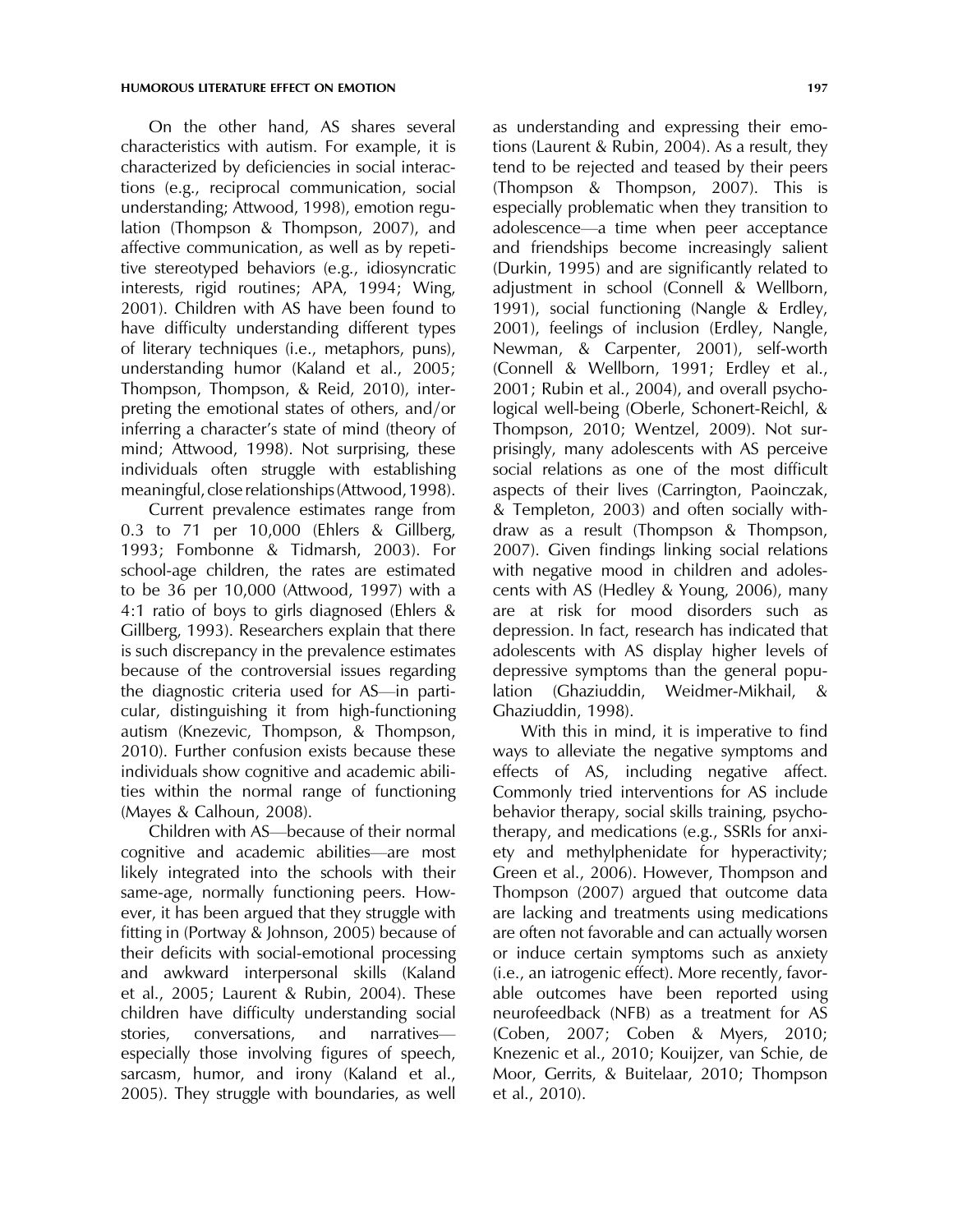On the other hand, AS shares several characteristics with autism. For example, it is characterized by deficiencies in social interactions (e.g., reciprocal communication, social understanding; Attwood, 1998), emotion regulation (Thompson & Thompson, 2007), and affective communication, as well as by repetitive stereotyped behaviors (e.g., idiosyncratic interests, rigid routines; APA, 1994; Wing, 2001). Children with AS have been found to have difficulty understanding different types of literary techniques (i.e., metaphors, puns), understanding humor (Kaland et al., 2005; Thompson, Thompson, & Reid, 2010), interpreting the emotional states of others, and/or inferring a character's state of mind (theory of mind; Attwood, 1998). Not surprising, these individuals often struggle with establishing meaningful, close relationships (Attwood, 1998).

Current prevalence estimates range from 0.3 to 71 per 10,000 (Ehlers & Gillberg, 1993; Fombonne & Tidmarsh, 2003). For school-age children, the rates are estimated to be 36 per 10,000 (Attwood, 1997) with a 4:1 ratio of boys to girls diagnosed (Ehlers & Gillberg, 1993). Researchers explain that there is such discrepancy in the prevalence estimates because of the controversial issues regarding the diagnostic criteria used for AS—in particular, distinguishing it from high-functioning autism (Knezevic, Thompson, & Thompson, 2010). Further confusion exists because these individuals show cognitive and academic abilities within the normal range of functioning (Mayes & Calhoun, 2008).

Children with AS—because of their normal cognitive and academic abilities—are most likely integrated into the schools with their same-age, normally functioning peers. However, it has been argued that they struggle with fitting in (Portway & Johnson, 2005) because of their deficits with social-emotional processing and awkward interpersonal skills (Kaland et al., 2005; Laurent & Rubin, 2004). These children have difficulty understanding social stories, conversations, and narratives—especially those involving figures of speech, sarcasm, humor, and irony (Kaland et al., 2005). They struggle with boundaries, as well as understanding and expressing their emotions (Laurent & Rubin, 2004). As a result, they tend to be rejected and teased by their peers (Thompson & Thompson, 2007). This is especially problematic when they transition to adolescence—a time when peer acceptance and friendships become increasingly salient (Durkin, 1995) and are significantly related to adjustment in school (Connell & Wellborn, 1991), social functioning (Nangle & Erdley, 2001), feelings of inclusion (Erdley, Nangle, Newman, & Carpenter, 2001), self-worth (Connell & Wellborn, 1991; Erdley et al., 2001; Rubin et al., 2004), and overall psychological well-being (Oberle, Schonert-Reichl, & Thompson, 2010; Wentzel, 2009). Not surprisingly, many adolescents with AS perceive social relations as one of the most difficult aspects of their lives (Carrington, Paoinczak, & Templeton, 2003) and often socially withdraw as a result (Thompson & Thompson, 2007). Given findings linking social relations with negative mood in children and adolescents with AS (Hedley & Young, 2006), many are at risk for mood disorders such as depression. In fact, research has indicated that adolescents with AS display higher levels of depressive symptoms than the general population (Ghaziuddin, Weidmer-Mikhail, & Ghaziuddin, 1998).

With this in mind, it is imperative to find ways to alleviate the negative symptoms and effects of AS, including negative affect. Commonly tried interventions for AS include behavior therapy, social skills training, psychotherapy, and medications (e.g., SSRIs for anxiety and methylphenidate for hyperactivity; Green et al., 2006). However, Thompson and Thompson (2007) argued that outcome data are lacking and treatments using medications are often not favorable and can actually worsen or induce certain symptoms such as anxiety (i.e., an iatrogenic effect). More recently, favorable outcomes have been reported using neurofeedback (NFB) as a treatment for AS (Coben, 2007; Coben & Myers, 2010; Knezenic et al., 2010; Kouijzer, van Schie, de Moor, Gerrits, & Buitelaar, 2010; Thompson et al., 2010).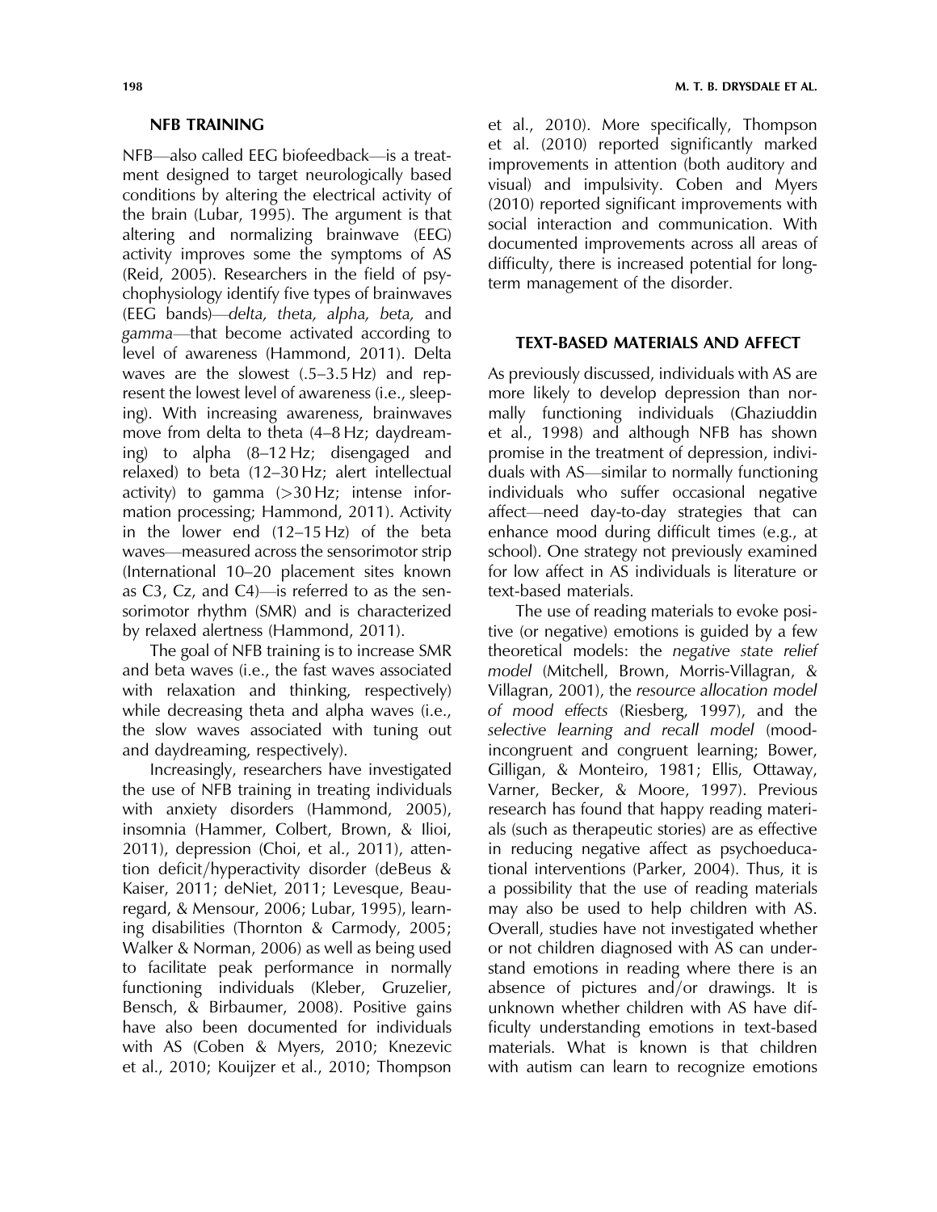## NFB TRAINING

NFB—also called EEG biofeedback—is a treatment designed to target neurologically based conditions by altering the electrical activity of the brain (Lubar, 1995). The argument is that altering and normalizing brainwave (EEG) activity improves some the symptoms of AS (Reid, 2005). Researchers in the field of psychophysiology identify five types of brainwaves (EEG bands)—*delta, theta, alpha, beta,* and *gamma*—that become activated according to level of awareness (Hammond, 2011). Delta waves are the slowest (.5–3.5 Hz) and represent the lowest level of awareness (i.e., sleeping). With increasing awareness, brainwaves move from delta to theta (4–8 Hz; daydreaming) to alpha (8–12 Hz; disengaged and relaxed) to beta (12–30 Hz; alert intellectual activity) to gamma (>30 Hz; intense information processing; Hammond, 2011). Activity in the lower end (12–15 Hz) of the beta waves—measured across the sensorimotor strip (International 10–20 placement sites known as C3, Cz, and C4)—is referred to as the sensorimotor rhythm (SMR) and is characterized by relaxed alertness (Hammond, 2011).

The goal of NFB training is to increase SMR and beta waves (i.e., the fast waves associated with relaxation and thinking, respectively) while decreasing theta and alpha waves (i.e., the slow waves associated with tuning out and daydreaming, respectively).

Increasingly, researchers have investigated the use of NFB training in treating individuals with anxiety disorders (Hammond, 2005), insomnia (Hammer, Colbert, Brown, & Ilioi, 2011), depression (Choi, et al., 2011), attention deficit/hyperactivity disorder (deBeus & Kaiser, 2011; deNiet, 2011; Levesque, Beauregard, & Mensour, 2006; Lubar, 1995), learning disabilities (Thornton & Carmody, 2005; Walker & Norman, 2006) as well as being used to facilitate peak performance in normally functioning individuals (Kleber, Gruzelier, Bensch, & Birbaumer, 2008). Positive gains have also been documented for individuals with AS (Coben & Myers, 2010; Knezevic et al., 2010; Kouijzer et al., 2010; Thompson et al., 2010). More specifically, Thompson et al. (2010) reported significantly marked improvements in attention (both auditory and visual) and impulsivity. Coben and Myers (2010) reported significant improvements with social interaction and communication. With documented improvements across all areas of difficulty, there is increased potential for long-term management of the disorder.

## TEXT-BASED MATERIALS AND AFFECT

As previously discussed, individuals with AS are more likely to develop depression than normally functioning individuals (Ghaziuddin et al., 1998) and although NFB has shown promise in the treatment of depression, individuals with AS—similar to normally functioning individuals who suffer occasional negative affect—need day-to-day strategies that can enhance mood during difficult times (e.g., at school). One strategy not previously examined for low affect in AS individuals is literature or text-based materials.

The use of reading materials to evoke positive (or negative) emotions is guided by a few theoretical models: the *negative state relief model* (Mitchell, Brown, Morris-Villagran, & Villagran, 2001), the *resource allocation model of mood effects* (Riesberg, 1997), and the *selective learning and recall model* (mood-incongruent and congruent learning; Bower, Gilligan, & Monteiro, 1981; Ellis, Ottaway, Varner, Becker, & Moore, 1997). Previous research has found that happy reading materials (such as therapeutic stories) are as effective in reducing negative affect as psychoeducational interventions (Parker, 2004). Thus, it is a possibility that the use of reading materials may also be used to help children with AS. Overall, studies have not investigated whether or not children diagnosed with AS can understand emotions in reading where there is an absence of pictures and/or drawings. It is unknown whether children with AS have difficulty understanding emotions in text-based materials. What is known is that children with autism can learn to recognize emotions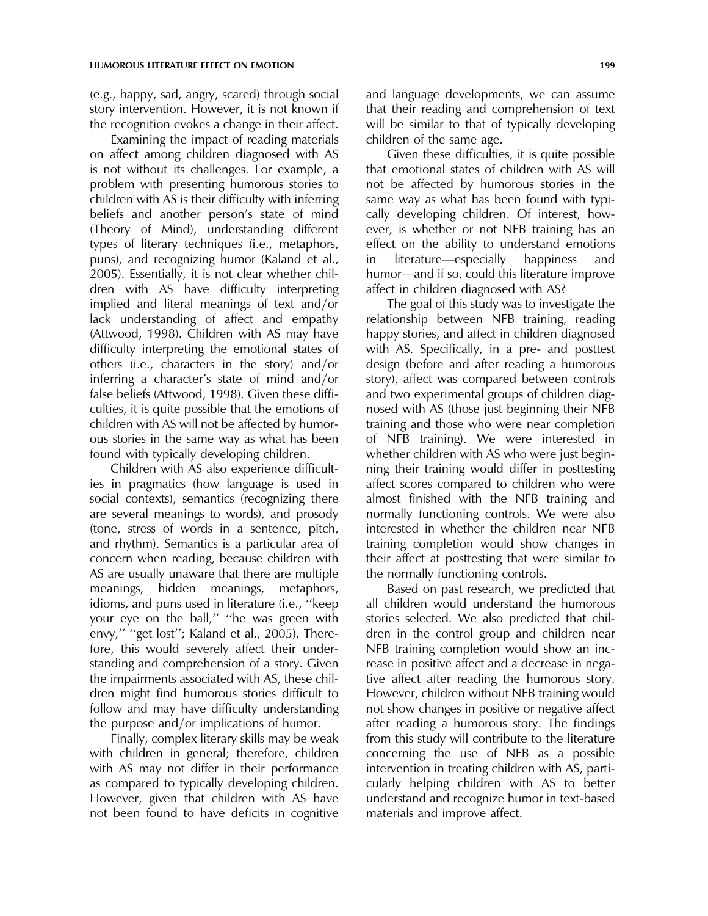(e.g., happy, sad, angry, scared) through social story intervention. However, it is not known if the recognition evokes a change in their affect.

Examining the impact of reading materials on affect among children diagnosed with AS is not without its challenges. For example, a problem with presenting humorous stories to children with AS is their difficulty with inferring beliefs and another person's state of mind (Theory of Mind), understanding different types of literary techniques (i.e., metaphors, puns), and recognizing humor (Kaland et al., 2005). Essentially, it is not clear whether children with AS have difficulty interpreting implied and literal meanings of text and/or lack understanding of affect and empathy (Attwood, 1998). Children with AS may have difficulty interpreting the emotional states of others (i.e., characters in the story) and/or inferring a character's state of mind and/or false beliefs (Attwood, 1998). Given these difficulties, it is quite possible that the emotions of children with AS will not be affected by humorous stories in the same way as what has been found with typically developing children.

Children with AS also experience difficulties in pragmatics (how language is used in social contexts), semantics (recognizing there are several meanings to words), and prosody (tone, stress of words in a sentence, pitch, and rhythm). Semantics is a particular area of concern when reading, because children with AS are usually unaware that there are multiple meanings, hidden meanings, metaphors, idioms, and puns used in literature (i.e., ''keep your eye on the ball,'' ''he was green with envy,'' ''get lost''; Kaland et al., 2005). Therefore, this would severely affect their understanding and comprehension of a story. Given the impairments associated with AS, these children might find humorous stories difficult to follow and may have difficulty understanding the purpose and/or implications of humor.

Finally, complex literary skills may be weak with children in general; therefore, children with AS may not differ in their performance as compared to typically developing children. However, given that children with AS have not been found to have deficits in cognitive and language developments, we can assume that their reading and comprehension of text will be similar to that of typically developing children of the same age.

Given these difficulties, it is quite possible that emotional states of children with AS will not be affected by humorous stories in the same way as what has been found with typically developing children. Of interest, however, is whether or not NFB training has an effect on the ability to understand emotions in literature—especially happiness and humor—and if so, could this literature improve affect in children diagnosed with AS?

The goal of this study was to investigate the relationship between NFB training, reading happy stories, and affect in children diagnosed with AS. Specifically, in a pre- and posttest design (before and after reading a humorous story), affect was compared between controls and two experimental groups of children diagnosed with AS (those just beginning their NFB training and those who were near completion of NFB training). We were interested in whether children with AS who were just beginning their training would differ in posttesting affect scores compared to children who were almost finished with the NFB training and normally functioning controls. We were also interested in whether the children near NFB training completion would show changes in their affect at posttesting that were similar to the normally functioning controls.

Based on past research, we predicted that all children would understand the humorous stories selected. We also predicted that children in the control group and children near NFB training completion would show an increase in positive affect and a decrease in negative affect after reading the humorous story. However, children without NFB training would not show changes in positive or negative affect after reading a humorous story. The findings from this study will contribute to the literature concerning the use of NFB as a possible intervention in treating children with AS, particularly helping children with AS to better understand and recognize humor in text-based materials and improve affect.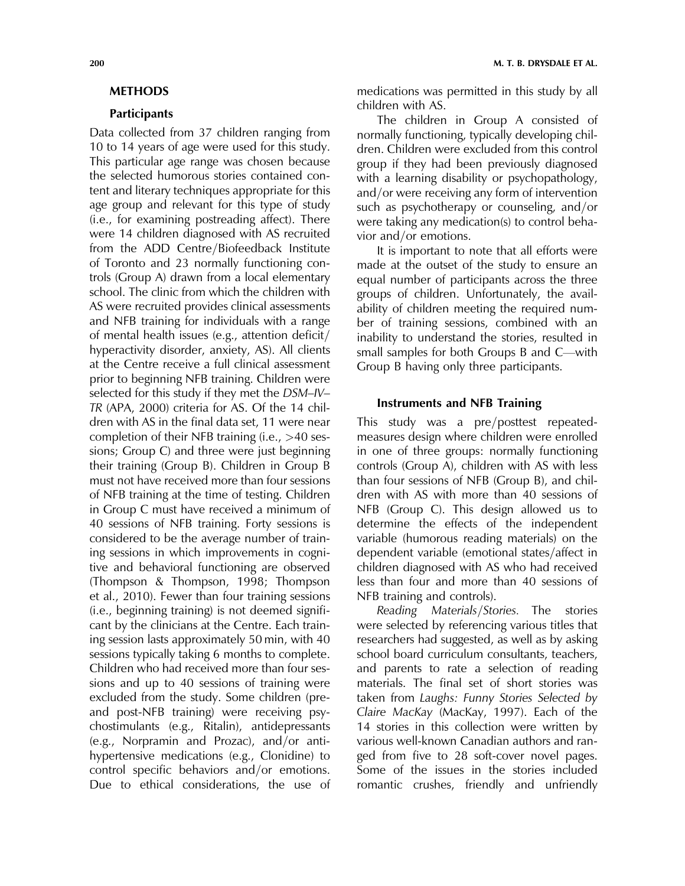## METHODS

### Participants

Data collected from 37 children ranging from 10 to 14 years of age were used for this study. This particular age range was chosen because the selected humorous stories contained content and literary techniques appropriate for this age group and relevant for this type of study (i.e., for examining postreading affect). There were 14 children diagnosed with AS recruited from the ADD Centre/Biofeedback Institute of Toronto and 23 normally functioning controls (Group A) drawn from a local elementary school. The clinic from which the children with AS were recruited provides clinical assessments and NFB training for individuals with a range of mental health issues (e.g., attention deficit/hyperactivity disorder, anxiety, AS). All clients at the Centre receive a full clinical assessment prior to beginning NFB training. Children were selected for this study if they met the *DSM–IV–TR* (APA, 2000) criteria for AS. Of the 14 children with AS in the final data set, 11 were near completion of their NFB training (i.e., >40 sessions; Group C) and three were just beginning their training (Group B). Children in Group B must not have received more than four sessions of NFB training at the time of testing. Children in Group C must have received a minimum of 40 sessions of NFB training. Forty sessions is considered to be the average number of training sessions in which improvements in cognitive and behavioral functioning are observed (Thompson & Thompson, 1998; Thompson et al., 2010). Fewer than four training sessions (i.e., beginning training) is not deemed significant by the clinicians at the Centre. Each training session lasts approximately 50 min, with 40 sessions typically taking 6 months to complete. Children who had received more than four sessions and up to 40 sessions of training were excluded from the study. Some children (pre- and post-NFB training) were receiving psychostimulants (e.g., Ritalin), antidepressants (e.g., Norpramin and Prozac), and/or antihypertensive medications (e.g., Clonidine) to control specific behaviors and/or emotions. Due to ethical considerations, the use of medications was permitted in this study by all children with AS.

The children in Group A consisted of normally functioning, typically developing children. Children were excluded from this control group if they had been previously diagnosed with a learning disability or psychopathology, and/or were receiving any form of intervention such as psychotherapy or counseling, and/or were taking any medication(s) to control behavior and/or emotions.

It is important to note that all efforts were made at the outset of the study to ensure an equal number of participants across the three groups of children. Unfortunately, the availability of children meeting the required number of training sessions, combined with an inability to understand the stories, resulted in small samples for both Groups B and C—with Group B having only three participants.

### Instruments and NFB Training

This study was a pre/posttest repeated-measures design where children were enrolled in one of three groups: normally functioning controls (Group A), children with AS with less than four sessions of NFB (Group B), and children with AS with more than 40 sessions of NFB (Group C). This design allowed us to determine the effects of the independent variable (humorous reading materials) on the dependent variable (emotional states/affect in children diagnosed with AS who had received less than four and more than 40 sessions of NFB training and controls).

*Reading Materials/Stories.* The stories were selected by referencing various titles that researchers had suggested, as well as by asking school board curriculum consultants, teachers, and parents to rate a selection of reading materials. The final set of short stories was taken from *Laughs: Funny Stories Selected by Claire MacKay* (MacKay, 1997). Each of the 14 stories in this collection were written by various well-known Canadian authors and ranged from five to 28 soft-cover novel pages. Some of the issues in the stories included romantic crushes, friendly and unfriendly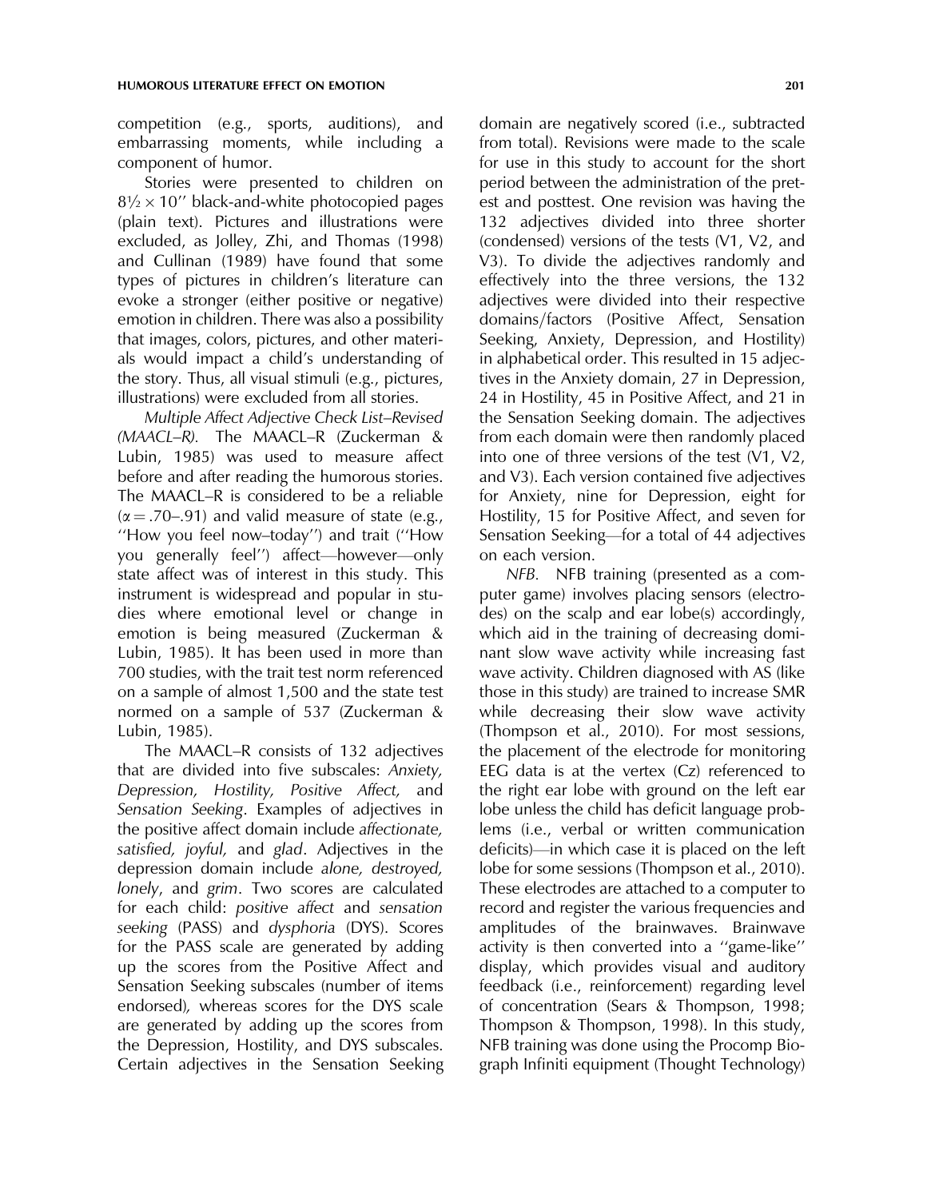competition (e.g., sports, auditions), and embarrassing moments, while including a component of humor.

Stories were presented to children on 8½ × 10'' black-and-white photocopied pages (plain text). Pictures and illustrations were excluded, as Jolley, Zhi, and Thomas (1998) and Cullinan (1989) have found that some types of pictures in children's literature can evoke a stronger (either positive or negative) emotion in children. There was also a possibility that images, colors, pictures, and other materials would impact a child's understanding of the story. Thus, all visual stimuli (e.g., pictures, illustrations) were excluded from all stories.

*Multiple Affect Adjective Check List–Revised (MAACL–R).* The MAACL–R (Zuckerman & Lubin, 1985) was used to measure affect before and after reading the humorous stories. The MAACL–R is considered to be a reliable ($\alpha = .70$–$.91$) and valid measure of state (e.g., ''How you feel now–today'') and trait (''How you generally feel'') affect—however—only state affect was of interest in this study. This instrument is widespread and popular in studies where emotional level or change in emotion is being measured (Zuckerman & Lubin, 1985). It has been used in more than 700 studies, with the trait test norm referenced on a sample of almost 1,500 and the state test normed on a sample of 537 (Zuckerman & Lubin, 1985).

The MAACL–R consists of 132 adjectives that are divided into five subscales: *Anxiety, Depression, Hostility, Positive Affect,* and *Sensation Seeking*. Examples of adjectives in the positive affect domain include *affectionate, satisfied, joyful,* and *glad*. Adjectives in the depression domain include *alone, destroyed, lonely*, and *grim*. Two scores are calculated for each child: *positive affect* and *sensation seeking* (PASS) and *dysphoria* (DYS). Scores for the PASS scale are generated by adding up the scores from the Positive Affect and Sensation Seeking subscales (number of items endorsed), whereas scores for the DYS scale are generated by adding up the scores from the Depression, Hostility, and DYS subscales. Certain adjectives in the Sensation Seeking domain are negatively scored (i.e., subtracted from total). Revisions were made to the scale for use in this study to account for the short period between the administration of the pretest and posttest. One revision was having the 132 adjectives divided into three shorter (condensed) versions of the tests (V1, V2, and V3). To divide the adjectives randomly and effectively into the three versions, the 132 adjectives were divided into their respective domains/factors (Positive Affect, Sensation Seeking, Anxiety, Depression, and Hostility) in alphabetical order. This resulted in 15 adjectives in the Anxiety domain, 27 in Depression, 24 in Hostility, 45 in Positive Affect, and 21 in the Sensation Seeking domain. The adjectives from each domain were then randomly placed into one of three versions of the test (V1, V2, and V3). Each version contained five adjectives for Anxiety, nine for Depression, eight for Hostility, 15 for Positive Affect, and seven for Sensation Seeking—for a total of 44 adjectives on each version.

*NFB.* NFB training (presented as a computer game) involves placing sensors (electrodes) on the scalp and ear lobe(s) accordingly, which aid in the training of decreasing dominant slow wave activity while increasing fast wave activity. Children diagnosed with AS (like those in this study) are trained to increase SMR while decreasing their slow wave activity (Thompson et al., 2010). For most sessions, the placement of the electrode for monitoring EEG data is at the vertex (Cz) referenced to the right ear lobe with ground on the left ear lobe unless the child has deficit language problems (i.e., verbal or written communication deficits)—in which case it is placed on the left lobe for some sessions (Thompson et al., 2010). These electrodes are attached to a computer to record and register the various frequencies and amplitudes of the brainwaves. Brainwave activity is then converted into a ''game-like'' display, which provides visual and auditory feedback (i.e., reinforcement) regarding level of concentration (Sears & Thompson, 1998; Thompson & Thompson, 1998). In this study, NFB training was done using the Procomp Biograph Infiniti equipment (Thought Technology)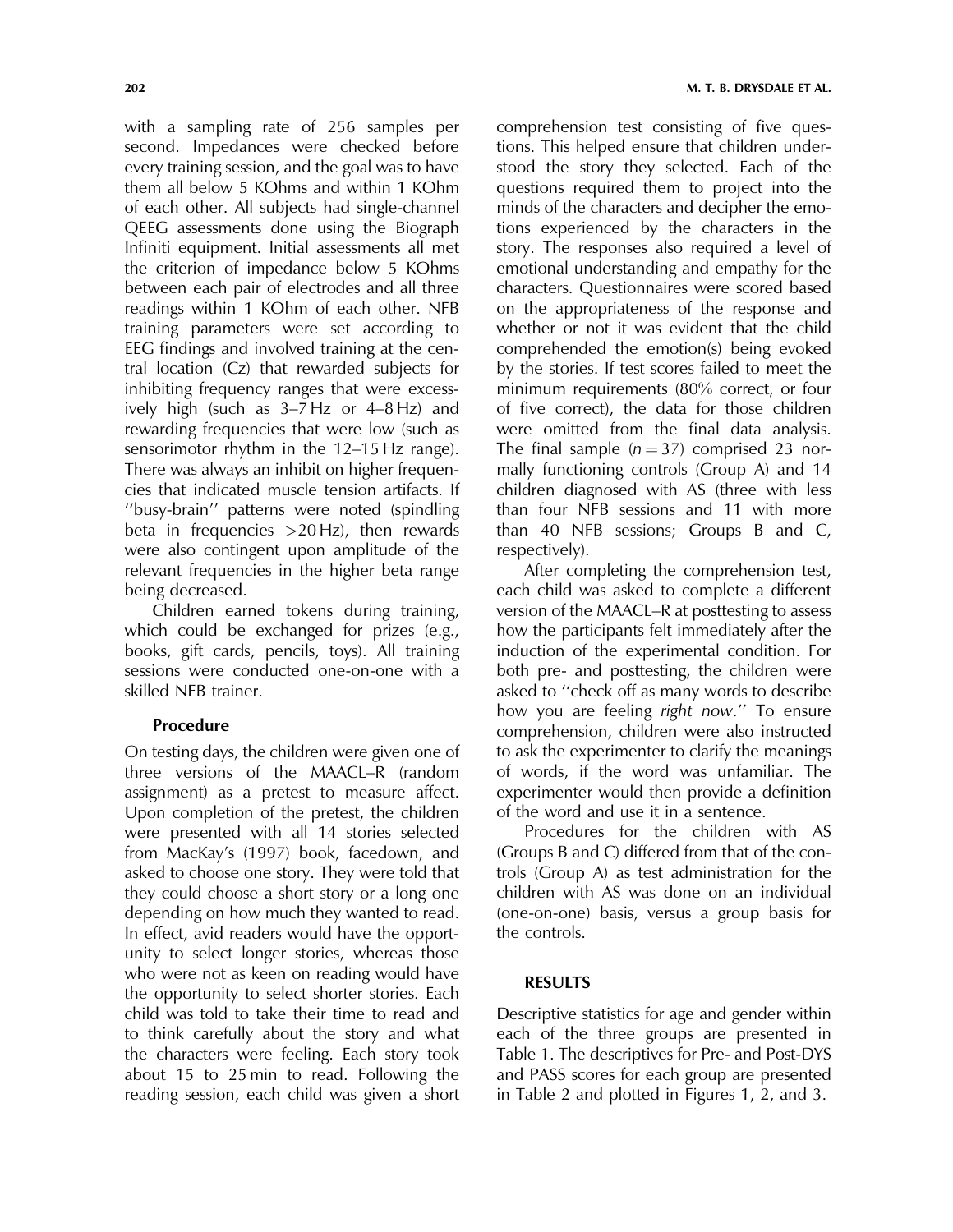with a sampling rate of 256 samples per second. Impedances were checked before every training session, and the goal was to have them all below 5 KOhms and within 1 KOhm of each other. All subjects had single-channel QEEG assessments done using the Biograph Infiniti equipment. Initial assessments all met the criterion of impedance below 5 KOhms between each pair of electrodes and all three readings within 1 KOhm of each other. NFB training parameters were set according to EEG findings and involved training at the central location (Cz) that rewarded subjects for inhibiting frequency ranges that were excessively high (such as 3–7 Hz or 4–8 Hz) and rewarding frequencies that were low (such as sensorimotor rhythm in the 12–15 Hz range). There was always an inhibit on higher frequencies that indicated muscle tension artifacts. If ''busy-brain'' patterns were noted (spindling beta in frequencies >20 Hz), then rewards were also contingent upon amplitude of the relevant frequencies in the higher beta range being decreased.

Children earned tokens during training, which could be exchanged for prizes (e.g., books, gift cards, pencils, toys). All training sessions were conducted one-on-one with a skilled NFB trainer.

### Procedure

On testing days, the children were given one of three versions of the MAACL–R (random assignment) as a pretest to measure affect. Upon completion of the pretest, the children were presented with all 14 stories selected from MacKay's (1997) book, facedown, and asked to choose one story. They were told that they could choose a short story or a long one depending on how much they wanted to read. In effect, avid readers would have the opportunity to select longer stories, whereas those who were not as keen on reading would have the opportunity to select shorter stories. Each child was told to take their time to read and to think carefully about the story and what the characters were feeling. Each story took about 15 to 25 min to read. Following the reading session, each child was given a short comprehension test consisting of five questions. This helped ensure that children understood the story they selected. Each of the questions required them to project into the minds of the characters and decipher the emotions experienced by the characters in the story. The responses also required a level of emotional understanding and empathy for the characters. Questionnaires were scored based on the appropriateness of the response and whether or not it was evident that the child comprehended the emotion(s) being evoked by the stories. If test scores failed to meet the minimum requirements (80% correct, or four of five correct), the data for those children were omitted from the final data analysis. The final sample ($n = 37$) comprised 23 normally functioning controls (Group A) and 14 children diagnosed with AS (three with less than four NFB sessions and 11 with more than 40 NFB sessions; Groups B and C, respectively).

After completing the comprehension test, each child was asked to complete a different version of the MAACL–R at posttesting to assess how the participants felt immediately after the induction of the experimental condition. For both pre- and posttesting, the children were asked to ''check off as many words to describe how you are feeling *right now*.'' To ensure comprehension, children were also instructed to ask the experimenter to clarify the meanings of words, if the word was unfamiliar. The experimenter would then provide a definition of the word and use it in a sentence.

Procedures for the children with AS (Groups B and C) differed from that of the controls (Group A) as test administration for the children with AS was done on an individual (one-on-one) basis, versus a group basis for the controls.

## RESULTS

Descriptive statistics for age and gender within each of the three groups are presented in Table 1. The descriptives for Pre- and Post-DYS and PASS scores for each group are presented in Table 2 and plotted in Figures 1, 2, and 3.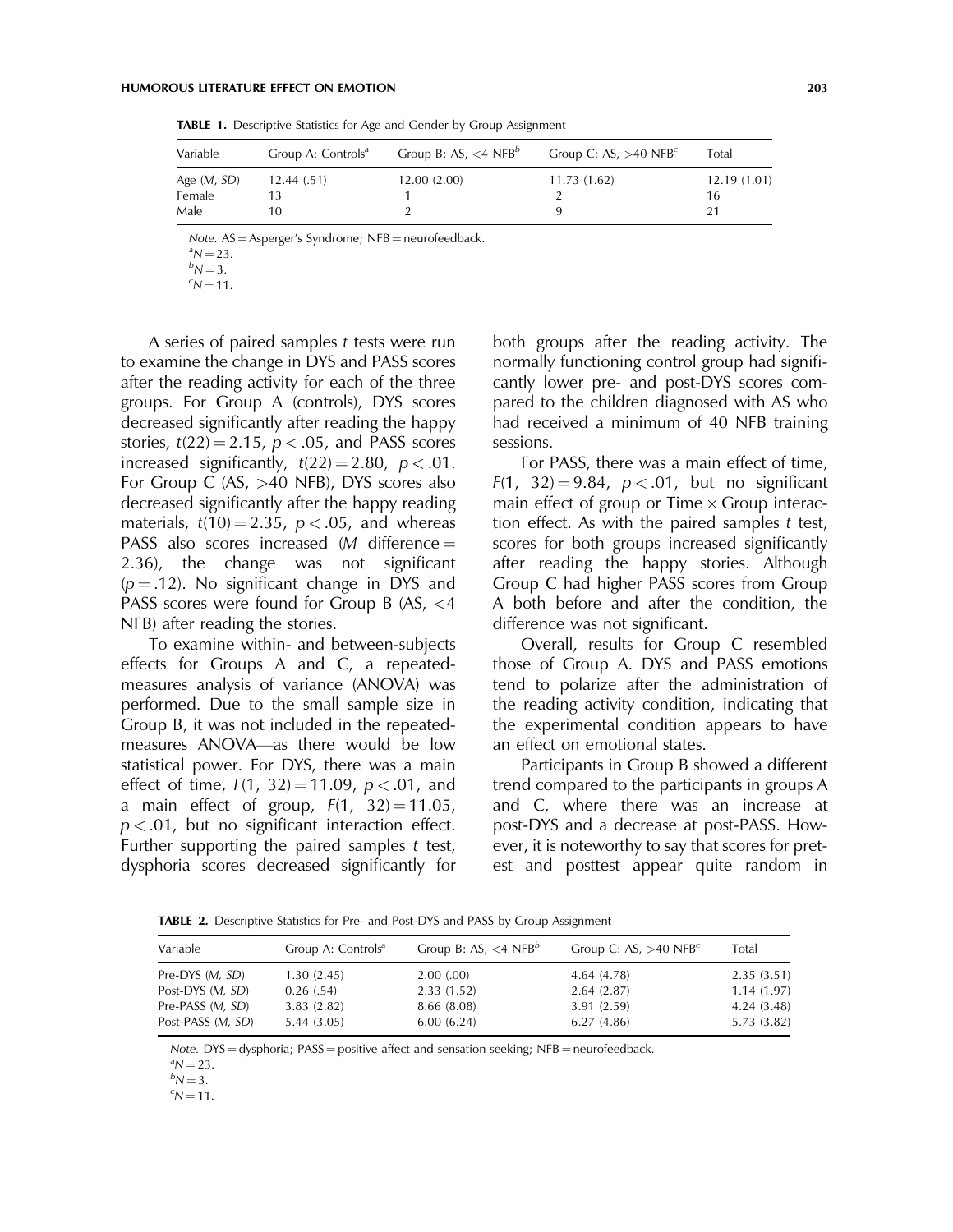**TABLE 1.** Descriptive Statistics for Age and Gender by Group Assignment

| Variable | Group A: Controls[a] | Group B: AS, <4 NFB[b] | Group C: AS, >40 NFB[c] | Total |
|---|---|---|---|---|
| Age (*M*, *SD*) | 12.44 (.51) | 12.00 (2.00) | 11.73 (1.62) | 12.19 (1.01) |
| Female | 13 | 1 | 2 | 16 |
| Male | 10 | 2 | 9 | 21 |

*Note.* AS = Asperger's Syndrome; NFB = neurofeedback.
[a]$N = 23$.
[b]$N = 3$.
[c]$N = 11$.

A series of paired samples *t* tests were run to examine the change in DYS and PASS scores after the reading activity for each of the three groups. For Group A (controls), DYS scores decreased significantly after reading the happy stories, $t(22) = 2.15$, $p < .05$, and PASS scores increased significantly, $t(22) = 2.80$, $p < .01$. For Group C (AS, >40 NFB), DYS scores also decreased significantly after the happy reading materials, $t(10) = 2.35$, $p < .05$, and whereas PASS also scores increased (*M* difference = 2.36), the change was not significant ($p = .12$). No significant change in DYS and PASS scores were found for Group B (AS, <4 NFB) after reading the stories.

To examine within- and between-subjects effects for Groups A and C, a repeated-measures analysis of variance (ANOVA) was performed. Due to the small sample size in Group B, it was not included in the repeated-measures ANOVA—as there would be low statistical power. For DYS, there was a main effect of time, $F(1, 32) = 11.09$, $p < .01$, and a main effect of group, $F(1, 32) = 11.05$, $p < .01$, but no significant interaction effect. Further supporting the paired samples *t* test, dysphoria scores decreased significantly for both groups after the reading activity. The normally functioning control group had significantly lower pre- and post-DYS scores compared to the children diagnosed with AS who had received a minimum of 40 NFB training sessions.

For PASS, there was a main effect of time, $F(1, 32) = 9.84$, $p < .01$, but no significant main effect of group or Time × Group interaction effect. As with the paired samples *t* test, scores for both groups increased significantly after reading the happy stories. Although Group C had higher PASS scores from Group A both before and after the condition, the difference was not significant.

Overall, results for Group C resembled those of Group A. DYS and PASS emotions tend to polarize after the administration of the reading activity condition, indicating that the experimental condition appears to have an effect on emotional states.

Participants in Group B showed a different trend compared to the participants in groups A and C, where there was an increase at post-DYS and a decrease at post-PASS. However, it is noteworthy to say that scores for pretest and posttest appear quite random in

**TABLE 2.** Descriptive Statistics for Pre- and Post-DYS and PASS by Group Assignment

| Variable | Group A: Controls[a] | Group B: AS, <4 NFB[b] | Group C: AS, >40 NFB[c] | Total |
|---|---|---|---|---|
| Pre-DYS (*M*, *SD*) | 1.30 (2.45) | 2.00 (.00) | 4.64 (4.78) | 2.35 (3.51) |
| Post-DYS (*M*, *SD*) | 0.26 (.54) | 2.33 (1.52) | 2.64 (2.87) | 1.14 (1.97) |
| Pre-PASS (*M*, *SD*) | 3.83 (2.82) | 8.66 (8.08) | 3.91 (2.59) | 4.24 (3.48) |
| Post-PASS (*M*, *SD*) | 5.44 (3.05) | 6.00 (6.24) | 6.27 (4.86) | 5.73 (3.82) |

*Note.* DYS = dysphoria; PASS = positive affect and sensation seeking; NFB = neurofeedback.
[a]$N = 23$.
[b]$N = 3$.
[c]$N = 11$.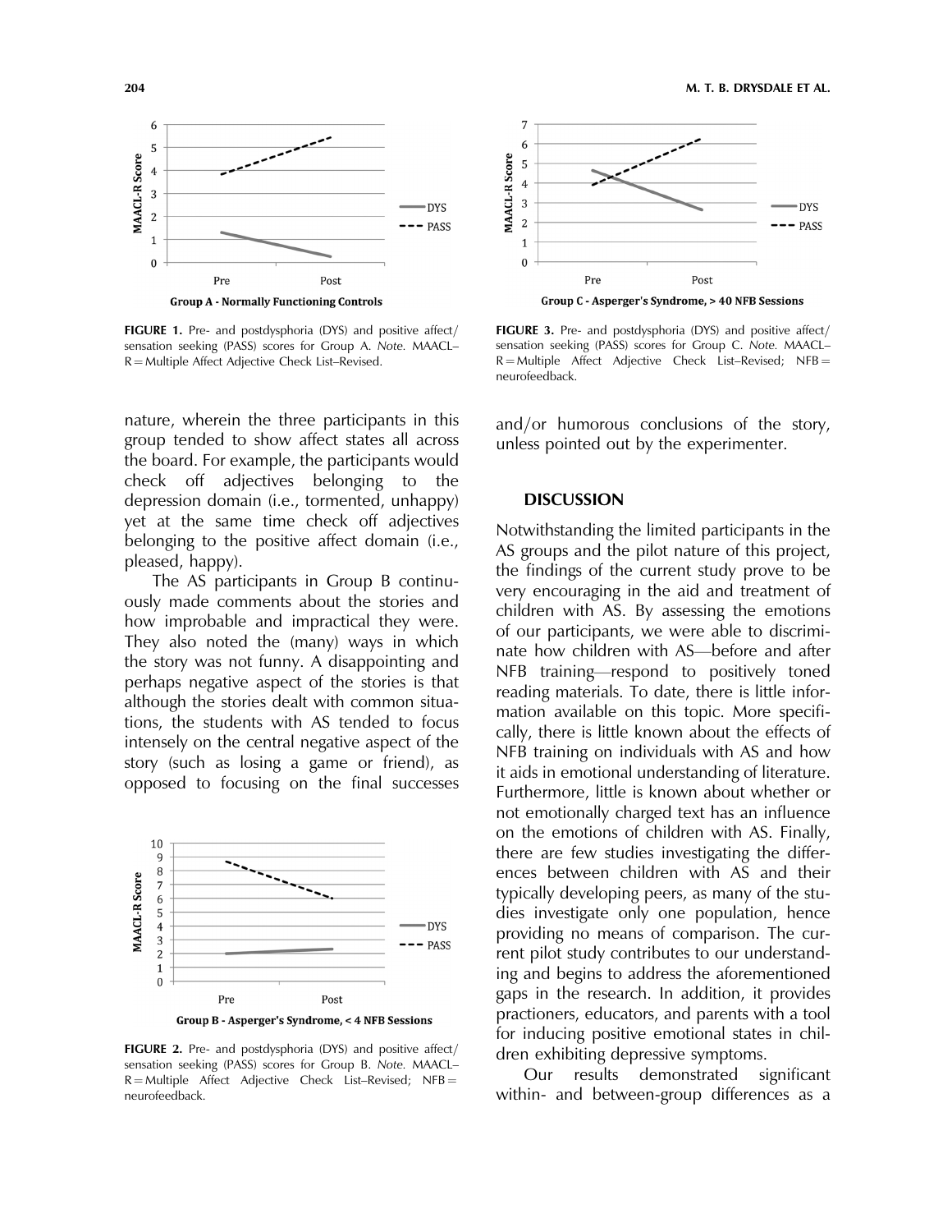6
5
4
3
2
1
0

MAACL-R Score

Pre
Post

DYS
PASS

Group A - Normally Functioning Controls

**FIGURE 1.** Pre- and postdysphoria (DYS) and positive affect/sensation seeking (PASS) scores for Group A. *Note.* MAACL–R = Multiple Affect Adjective Check List–Revised.

7
6
5
4
3
2
1
0

MAACL-R Score

Pre
Post

DYS
PASS

Group C - Asperger's Syndrome, > 40 NFB Sessions

**FIGURE 3.** Pre- and postdysphoria (DYS) and positive affect/sensation seeking (PASS) scores for Group C. *Note.* MAACL–R = Multiple Affect Adjective Check List–Revised; NFB = neurofeedback.

nature, wherein the three participants in this group tended to show affect states all across the board. For example, the participants would check off adjectives belonging to the depression domain (i.e., tormented, unhappy) yet at the same time check off adjectives belonging to the positive affect domain (i.e., pleased, happy).

The AS participants in Group B continuously made comments about the stories and how improbable and impractical they were. They also noted the (many) ways in which the story was not funny. A disappointing and perhaps negative aspect of the stories is that although the stories dealt with common situations, the students with AS tended to focus intensely on the central negative aspect of the story (such as losing a game or friend), as opposed to focusing on the final successes and/or humorous conclusions of the story, unless pointed out by the experimenter.

10
9
8
7
6
5
4
3
2
1
0

MAACL-R Score

Pre
Post

DYS
PASS

Group B - Asperger's Syndrome, < 4 NFB Sessions

**FIGURE 2.** Pre- and postdysphoria (DYS) and positive affect/sensation seeking (PASS) scores for Group B. *Note.* MAACL–R = Multiple Affect Adjective Check List–Revised; NFB = neurofeedback.

## DISCUSSION

Notwithstanding the limited participants in the AS groups and the pilot nature of this project, the findings of the current study prove to be very encouraging in the aid and treatment of children with AS. By assessing the emotions of our participants, we were able to discriminate how children with AS—before and after NFB training—respond to positively toned reading materials. To date, there is little information available on this topic. More specifically, there is little known about the effects of NFB training on individuals with AS and how it aids in emotional understanding of literature. Furthermore, little is known about whether or not emotionally charged text has an influence on the emotions of children with AS. Finally, there are few studies investigating the differences between children with AS and their typically developing peers, as many of the studies investigate only one population, hence providing no means of comparison. The current pilot study contributes to our understanding and begins to address the aforementioned gaps in the research. In addition, it provides practioners, educators, and parents with a tool for inducing positive emotional states in children exhibiting depressive symptoms.

Our results demonstrated significant within- and between-group differences as a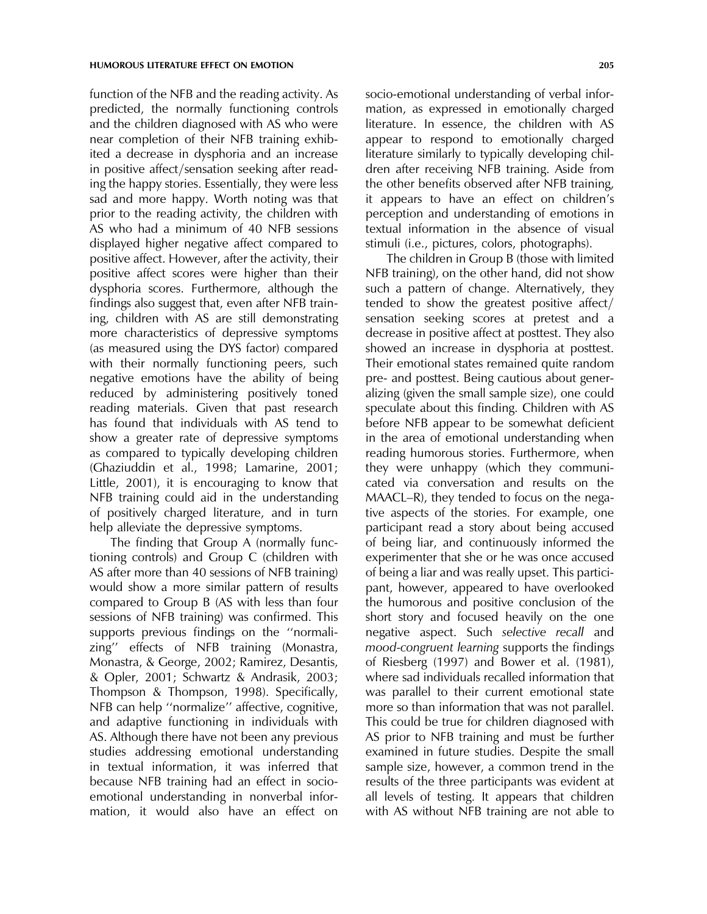function of the NFB and the reading activity. As predicted, the normally functioning controls and the children diagnosed with AS who were near completion of their NFB training exhibited a decrease in dysphoria and an increase in positive affect/sensation seeking after reading the happy stories. Essentially, they were less sad and more happy. Worth noting was that prior to the reading activity, the children with AS who had a minimum of 40 NFB sessions displayed higher negative affect compared to positive affect. However, after the activity, their positive affect scores were higher than their dysphoria scores. Furthermore, although the findings also suggest that, even after NFB training, children with AS are still demonstrating more characteristics of depressive symptoms (as measured using the DYS factor) compared with their normally functioning peers, such negative emotions have the ability of being reduced by administering positively toned reading materials. Given that past research has found that individuals with AS tend to show a greater rate of depressive symptoms as compared to typically developing children (Ghaziuddin et al., 1998; Lamarine, 2001; Little, 2001), it is encouraging to know that NFB training could aid in the understanding of positively charged literature, and in turn help alleviate the depressive symptoms.

The finding that Group A (normally functioning controls) and Group C (children with AS after more than 40 sessions of NFB training) would show a more similar pattern of results compared to Group B (AS with less than four sessions of NFB training) was confirmed. This supports previous findings on the ''normalizing'' effects of NFB training (Monastra, Monastra, & George, 2002; Ramirez, Desantis, & Opler, 2001; Schwartz & Andrasik, 2003; Thompson & Thompson, 1998). Specifically, NFB can help ''normalize'' affective, cognitive, and adaptive functioning in individuals with AS. Although there have not been any previous studies addressing emotional understanding in textual information, it was inferred that because NFB training had an effect in socio-emotional understanding in nonverbal information, it would also have an effect on socio-emotional understanding of verbal information, as expressed in emotionally charged literature. In essence, the children with AS appear to respond to emotionally charged literature similarly to typically developing children after receiving NFB training. Aside from the other benefits observed after NFB training, it appears to have an effect on children's perception and understanding of emotions in textual information in the absence of visual stimuli (i.e., pictures, colors, photographs).

The children in Group B (those with limited NFB training), on the other hand, did not show such a pattern of change. Alternatively, they tended to show the greatest positive affect/sensation seeking scores at pretest and a decrease in positive affect at posttest. They also showed an increase in dysphoria at posttest. Their emotional states remained quite random pre- and posttest. Being cautious about generalizing (given the small sample size), one could speculate about this finding. Children with AS before NFB appear to be somewhat deficient in the area of emotional understanding when reading humorous stories. Furthermore, when they were unhappy (which they communicated via conversation and results on the MAACL–R), they tended to focus on the negative aspects of the stories. For example, one participant read a story about being accused of being liar, and continuously informed the experimenter that she or he was once accused of being a liar and was really upset. This participant, however, appeared to have overlooked the humorous and positive conclusion of the short story and focused heavily on the one negative aspect. Such *selective recall* and *mood-congruent learning* supports the findings of Riesberg (1997) and Bower et al. (1981), where sad individuals recalled information that was parallel to their current emotional state more so than information that was not parallel. This could be true for children diagnosed with AS prior to NFB training and must be further examined in future studies. Despite the small sample size, however, a common trend in the results of the three participants was evident at all levels of testing. It appears that children with AS without NFB training are not able to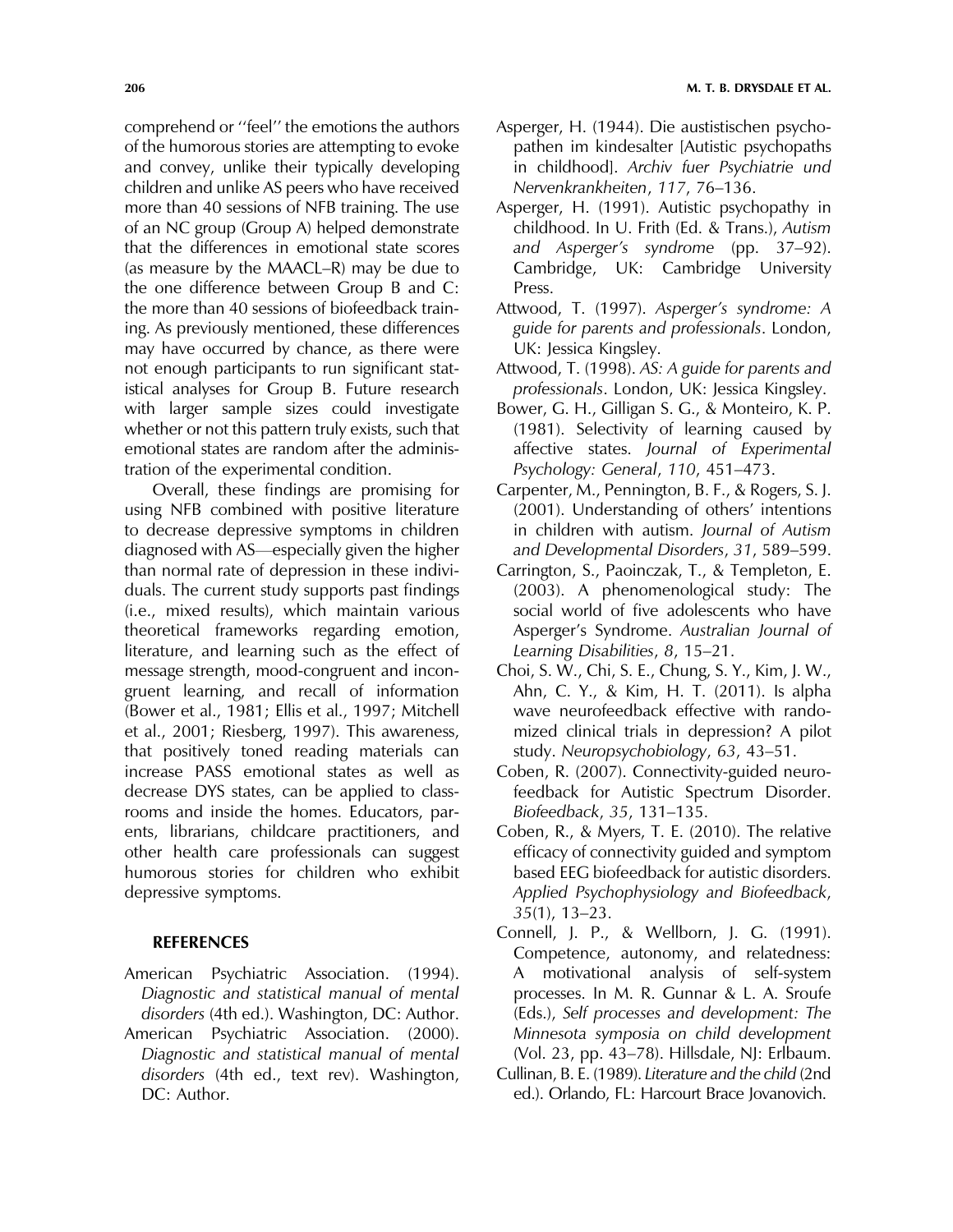comprehend or "feel" the emotions the authors of the humorous stories are attempting to evoke and convey, unlike their typically developing children and unlike AS peers who have received more than 40 sessions of NFB training. The use of an NC group (Group A) helped demonstrate that the differences in emotional state scores (as measure by the MAACL–R) may be due to the one difference between Group B and C: the more than 40 sessions of biofeedback training. As previously mentioned, these differences may have occurred by chance, as there were not enough participants to run significant statistical analyses for Group B. Future research with larger sample sizes could investigate whether or not this pattern truly exists, such that emotional states are random after the administration of the experimental condition.

Overall, these findings are promising for using NFB combined with positive literature to decrease depressive symptoms in children diagnosed with AS—especially given the higher than normal rate of depression in these individuals. The current study supports past findings (i.e., mixed results), which maintain various theoretical frameworks regarding emotion, literature, and learning such as the effect of message strength, mood-congruent and incongruent learning, and recall of information (Bower et al., 1981; Ellis et al., 1997; Mitchell et al., 2001; Riesberg, 1997). This awareness, that positively toned reading materials can increase PASS emotional states as well as decrease DYS states, can be applied to classrooms and inside the homes. Educators, parents, librarians, childcare practitioners, and other health care professionals can suggest humorous stories for children who exhibit depressive symptoms.

## REFERENCES

American Psychiatric Association. (1994). *Diagnostic and statistical manual of mental disorders* (4th ed.). Washington, DC: Author.

American Psychiatric Association. (2000). *Diagnostic and statistical manual of mental disorders* (4th ed., text rev). Washington, DC: Author.

Asperger, H. (1944). Die austistischen psychopathen im kindesalter [Autistic psychopaths in childhood]. *Archiv fuer Psychiatrie und Nervenkrankheiten*, *117*, 76–136.

Asperger, H. (1991). Autistic psychopathy in childhood. In U. Frith (Ed. & Trans.), *Autism and Asperger's syndrome* (pp. 37–92). Cambridge, UK: Cambridge University Press.

Attwood, T. (1997). *Asperger's syndrome: A guide for parents and professionals*. London, UK: Jessica Kingsley.

Attwood, T. (1998). *AS: A guide for parents and professionals*. London, UK: Jessica Kingsley.

Bower, G. H., Gilligan S. G., & Monteiro, K. P. (1981). Selectivity of learning caused by affective states. *Journal of Experimental Psychology: General*, *110*, 451–473.

Carpenter, M., Pennington, B. F., & Rogers, S. J. (2001). Understanding of others' intentions in children with autism. *Journal of Autism and Developmental Disorders*, *31*, 589–599.

Carrington, S., Paoinczak, T., & Templeton, E. (2003). A phenomenological study: The social world of five adolescents who have Asperger's Syndrome. *Australian Journal of Learning Disabilities*, *8*, 15–21.

Choi, S. W., Chi, S. E., Chung, S. Y., Kim, J. W., Ahn, C. Y., & Kim, H. T. (2011). Is alpha wave neurofeedback effective with randomized clinical trials in depression? A pilot study. *Neuropsychobiology*, *63*, 43–51.

Coben, R. (2007). Connectivity-guided neurofeedback for Autistic Spectrum Disorder. *Biofeedback*, *35*, 131–135.

Coben, R., & Myers, T. E. (2010). The relative efficacy of connectivity guided and symptom based EEG biofeedback for autistic disorders. *Applied Psychophysiology and Biofeedback*, *35*(1), 13–23.

Connell, J. P., & Wellborn, J. G. (1991). Competence, autonomy, and relatedness: A motivational analysis of self-system processes. In M. R. Gunnar & L. A. Sroufe (Eds.), *Self processes and development: The Minnesota symposia on child development* (Vol. 23, pp. 43–78). Hillsdale, NJ: Erlbaum.

Cullinan, B. E. (1989). *Literature and the child* (2nd ed.). Orlando, FL: Harcourt Brace Jovanovich.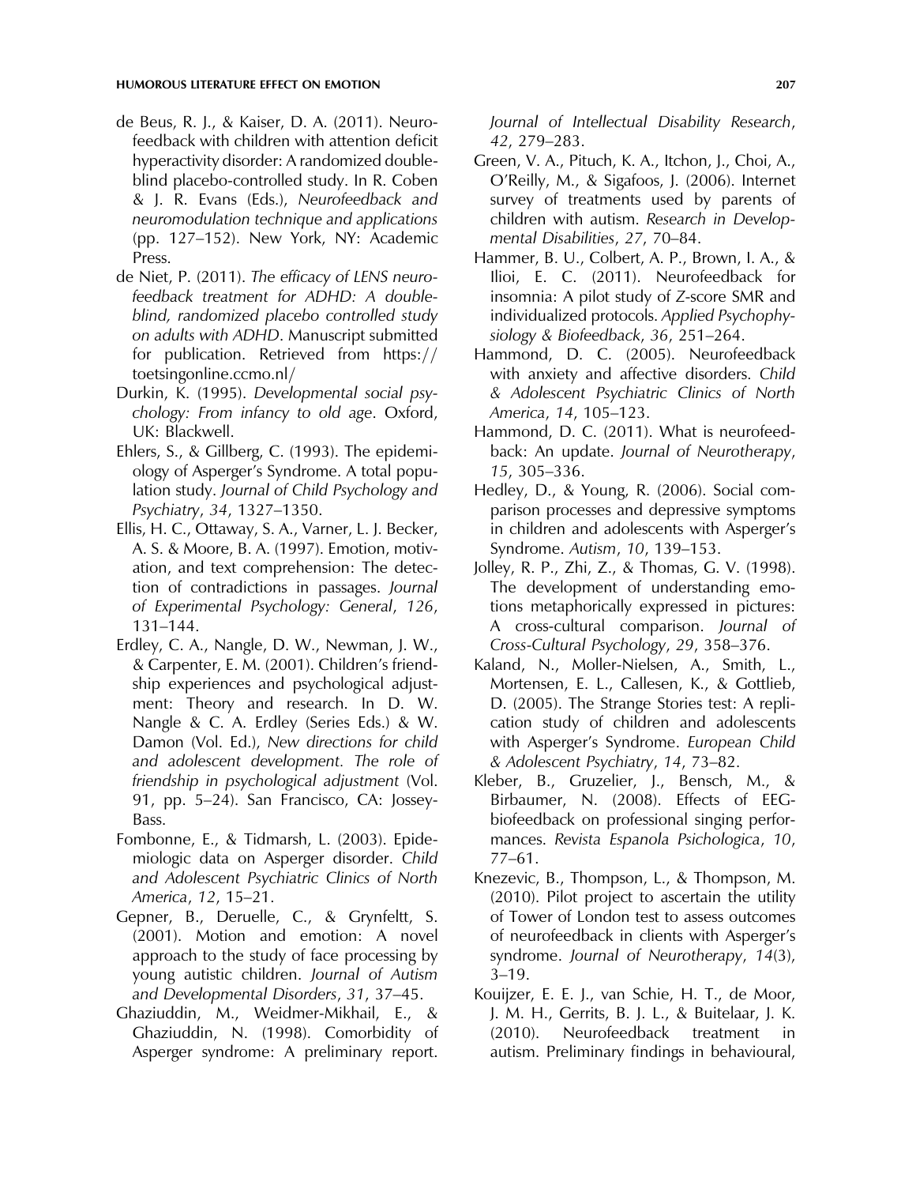de Beus, R. J., & Kaiser, D. A. (2011). Neurofeedback with children with attention deficit hyperactivity disorder: A randomized double-blind placebo-controlled study. In R. Coben & J. R. Evans (Eds.), *Neurofeedback and neuromodulation technique and applications* (pp. 127–152). New York, NY: Academic Press.

de Niet, P. (2011). *The efficacy of LENS neurofeedback treatment for ADHD: A double-blind, randomized placebo controlled study on adults with ADHD*. Manuscript submitted for publication. Retrieved from https://toetsingonline.ccmo.nl/

Durkin, K. (1995). *Developmental social psychology: From infancy to old age*. Oxford, UK: Blackwell.

Ehlers, S., & Gillberg, C. (1993). The epidemiology of Asperger's Syndrome. A total population study. *Journal of Child Psychology and Psychiatry*, *34*, 1327–1350.

Ellis, H. C., Ottaway, S. A., Varner, L. J. Becker, A. S. & Moore, B. A. (1997). Emotion, motivation, and text comprehension: The detection of contradictions in passages. *Journal of Experimental Psychology: General*, *126*, 131–144.

Erdley, C. A., Nangle, D. W., Newman, J. W., & Carpenter, E. M. (2001). Children's friendship experiences and psychological adjustment: Theory and research. In D. W. Nangle & C. A. Erdley (Series Eds.) & W. Damon (Vol. Ed.), *New directions for child and adolescent development. The role of friendship in psychological adjustment* (Vol. 91, pp. 5–24). San Francisco, CA: Jossey-Bass.

Fombonne, E., & Tidmarsh, L. (2003). Epidemiologic data on Asperger disorder. *Child and Adolescent Psychiatric Clinics of North America*, *12*, 15–21.

Gepner, B., Deruelle, C., & Grynfeltt, S. (2001). Motion and emotion: A novel approach to the study of face processing by young autistic children. *Journal of Autism and Developmental Disorders*, *31*, 37–45.

Ghaziuddin, M., Weidmer-Mikhail, E., & Ghaziuddin, N. (1998). Comorbidity of Asperger syndrome: A preliminary report. *Journal of Intellectual Disability Research*, *42*, 279–283.

Green, V. A., Pituch, K. A., Itchon, J., Choi, A., O'Reilly, M., & Sigafoos, J. (2006). Internet survey of treatments used by parents of children with autism. *Research in Developmental Disabilities*, *27*, 70–84.

Hammer, B. U., Colbert, A. P., Brown, I. A., & Ilioi, E. C. (2011). Neurofeedback for insomnia: A pilot study of Z-score SMR and individualized protocols. *Applied Psychophysiology & Biofeedback*, *36*, 251–264.

Hammond, D. C. (2005). Neurofeedback with anxiety and affective disorders. *Child & Adolescent Psychiatric Clinics of North America*, *14*, 105–123.

Hammond, D. C. (2011). What is neurofeedback: An update. *Journal of Neurotherapy*, *15*, 305–336.

Hedley, D., & Young, R. (2006). Social comparison processes and depressive symptoms in children and adolescents with Asperger's Syndrome. *Autism*, *10*, 139–153.

Jolley, R. P., Zhi, Z., & Thomas, G. V. (1998). The development of understanding emotions metaphorically expressed in pictures: A cross-cultural comparison. *Journal of Cross-Cultural Psychology*, *29*, 358–376.

Kaland, N., Moller-Nielsen, A., Smith, L., Mortensen, E. L., Callesen, K., & Gottlieb, D. (2005). The Strange Stories test: A replication study of children and adolescents with Asperger's Syndrome. *European Child & Adolescent Psychiatry*, *14*, 73–82.

Kleber, B., Gruzelier, J., Bensch, M., & Birbaumer, N. (2008). Effects of EEG-biofeedback on professional singing performances. *Revista Espanola Psichologica*, *10*, 77–61.

Knezevic, B., Thompson, L., & Thompson, M. (2010). Pilot project to ascertain the utility of Tower of London test to assess outcomes of neurofeedback in clients with Asperger's syndrome. *Journal of Neurotherapy*, *14*(3), 3–19.

Kouijzer, E. E. J., van Schie, H. T., de Moor, J. M. H., Gerrits, B. J. L., & Buitelaar, J. K. (2010). Neurofeedback treatment in autism. Preliminary findings in behavioural,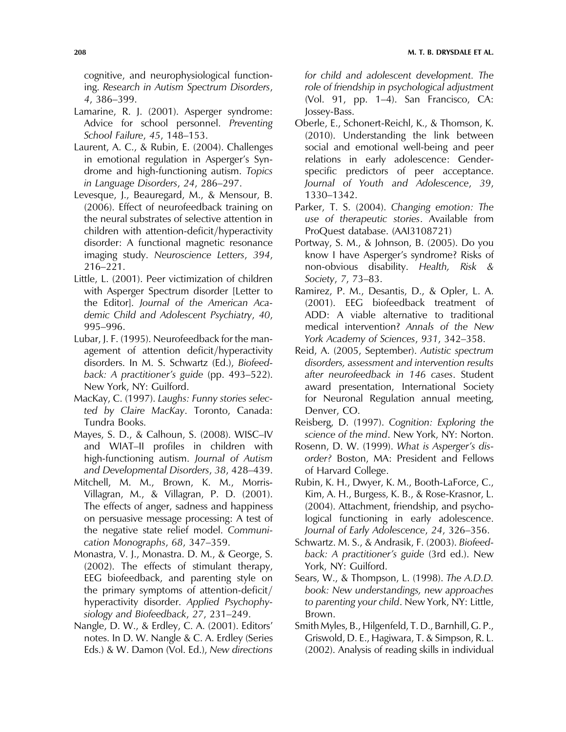cognitive, and neurophysiological functioning. *Research in Autism Spectrum Disorders*, *4*, 386–399.

Lamarine, R. J. (2001). Asperger syndrome: Advice for school personnel. *Preventing School Failure*, *45*, 148–153.

Laurent, A. C., & Rubin, E. (2004). Challenges in emotional regulation in Asperger's Syndrome and high-functioning autism. *Topics in Language Disorders*, *24*, 286–297.

Levesque, J., Beauregard, M., & Mensour, B. (2006). Effect of neurofeedback training on the neural substrates of selective attention in children with attention-deficit/hyperactivity disorder: A functional magnetic resonance imaging study. *Neuroscience Letters*, *394*, 216–221.

Little, L. (2001). Peer victimization of children with Asperger Spectrum disorder [Letter to the Editor]. *Journal of the American Academic Child and Adolescent Psychiatry*, *40*, 995–996.

Lubar, J. F. (1995). Neurofeedback for the management of attention deficit/hyperactivity disorders. In M. S. Schwartz (Ed.), *Biofeedback: A practitioner's guide* (pp. 493–522). New York, NY: Guilford.

MacKay, C. (1997). *Laughs: Funny stories selected by Claire MacKay*. Toronto, Canada: Tundra Books.

Mayes, S. D., & Calhoun, S. (2008). WISC–IV and WIAT–II profiles in children with high-functioning autism. *Journal of Autism and Developmental Disorders*, *38*, 428–439.

Mitchell, M. M., Brown, K. M., Morris-Villagran, M., & Villagran, P. D. (2001). The effects of anger, sadness and happiness on persuasive message processing: A test of the negative state relief model. *Communication Monographs*, *68*, 347–359.

Monastra, V. J., Monastra. D. M., & George, S. (2002). The effects of stimulant therapy, EEG biofeedback, and parenting style on the primary symptoms of attention-deficit/hyperactivity disorder. *Applied Psychophysiology and Biofeedback*, *27*, 231–249.

Nangle, D. W., & Erdley, C. A. (2001). Editors' notes. In D. W. Nangle & C. A. Erdley (Series Eds.) & W. Damon (Vol. Ed.), *New directions for child and adolescent development. The role of friendship in psychological adjustment* (Vol. 91, pp. 1–4). San Francisco, CA: Jossey-Bass.

Oberle, E., Schonert-Reichl, K., & Thomson, K. (2010). Understanding the link between social and emotional well-being and peer relations in early adolescence: Gender-specific predictors of peer acceptance. *Journal of Youth and Adolescence*, *39*, 1330–1342.

Parker, T. S. (2004). *Changing emotion: The use of therapeutic stories*. Available from ProQuest database. (AAI3108721)

Portway, S. M., & Johnson, B. (2005). Do you know I have Asperger's syndrome? Risks of non-obvious disability. *Health, Risk & Society*, *7*, 73–83.

Ramirez, P. M., Desantis, D., & Opler, L. A. (2001). EEG biofeedback treatment of ADD: A viable alternative to traditional medical intervention? *Annals of the New York Academy of Sciences*, *931*, 342–358.

Reid, A. (2005, September). *Autistic spectrum disorders, assessment and intervention results after neurofeedback in 146 cases*. Student award presentation, International Society for Neuronal Regulation annual meeting, Denver, CO.

Reisberg, D. (1997). *Cognition: Exploring the science of the mind*. New York, NY: Norton.

Rosenn, D. W. (1999). *What is Asperger's disorder?* Boston, MA: President and Fellows of Harvard College.

Rubin, K. H., Dwyer, K. M., Booth-LaForce, C., Kim, A. H., Burgess, K. B., & Rose-Krasnor, L. (2004). Attachment, friendship, and psychological functioning in early adolescence. *Journal of Early Adolescence*, *24*, 326–356.

Schwartz. M. S., & Andrasik, F. (2003). *Biofeedback: A practitioner's guide* (3rd ed.). New York, NY: Guilford.

Sears, W., & Thompson, L. (1998). *The A.D.D. book: New understandings, new approaches to parenting your child*. New York, NY: Little, Brown.

Smith Myles, B., Hilgenfeld, T. D., Barnhill, G. P., Griswold, D. E., Hagiwara, T. & Simpson, R. L. (2002). Analysis of reading skills in individual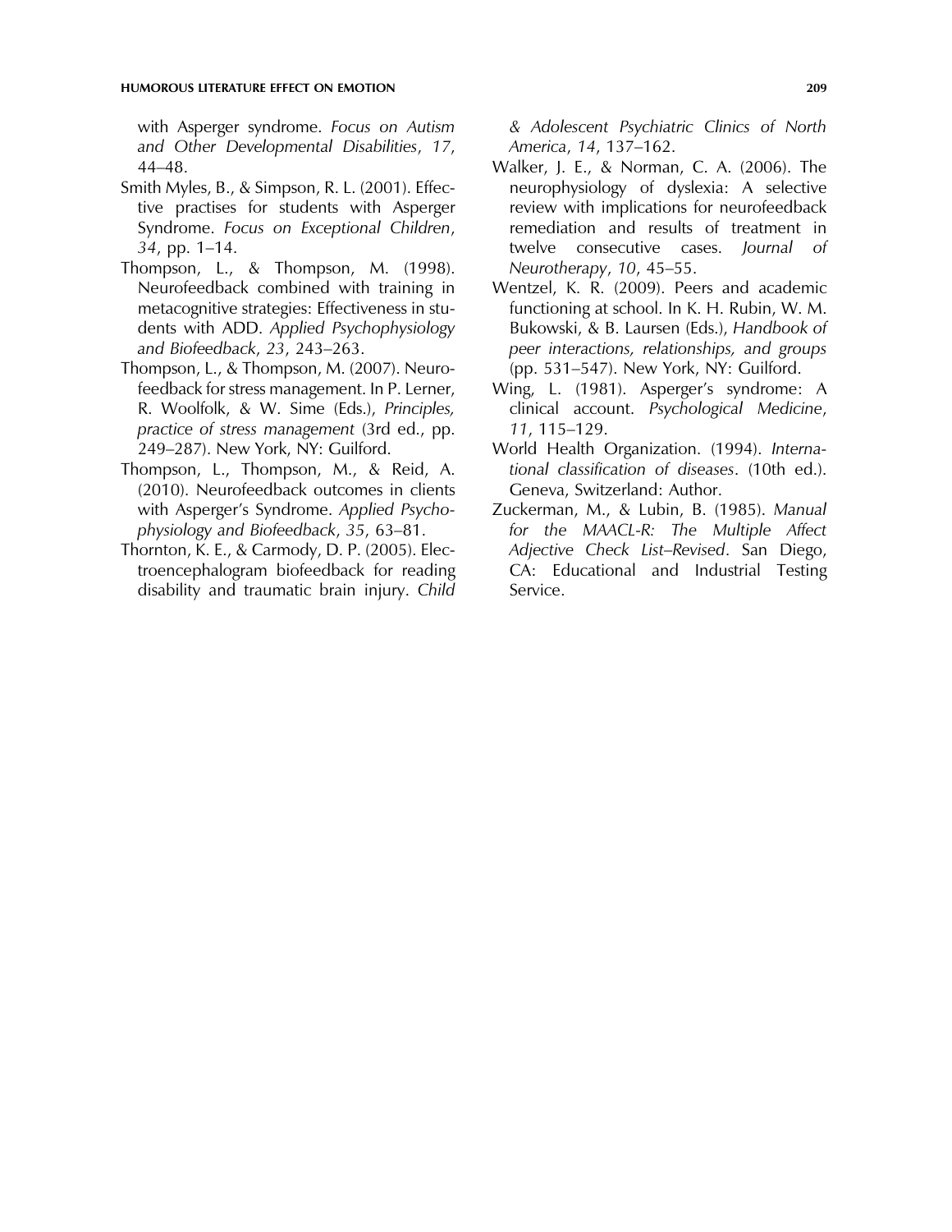with Asperger syndrome. *Focus on Autism and Other Developmental Disabilities*, *17*, 44–48.

Smith Myles, B., & Simpson, R. L. (2001). Effective practises for students with Asperger Syndrome. *Focus on Exceptional Children*, *34*, pp. 1–14.

Thompson, L., & Thompson, M. (1998). Neurofeedback combined with training in metacognitive strategies: Effectiveness in students with ADD. *Applied Psychophysiology and Biofeedback*, *23*, 243–263.

Thompson, L., & Thompson, M. (2007). Neurofeedback for stress management. In P. Lerner, R. Woolfolk, & W. Sime (Eds.), *Principles, practice of stress management* (3rd ed., pp. 249–287). New York, NY: Guilford.

Thompson, L., Thompson, M., & Reid, A. (2010). Neurofeedback outcomes in clients with Asperger's Syndrome. *Applied Psychophysiology and Biofeedback*, *35*, 63–81.

Thornton, K. E., & Carmody, D. P. (2005). Electroencephalogram biofeedback for reading disability and traumatic brain injury. *Child & Adolescent Psychiatric Clinics of North America*, *14*, 137–162.

Walker, J. E., & Norman, C. A. (2006). The neurophysiology of dyslexia: A selective review with implications for neurofeedback remediation and results of treatment in twelve consecutive cases. *Journal of Neurotherapy*, *10*, 45–55.

Wentzel, K. R. (2009). Peers and academic functioning at school. In K. H. Rubin, W. M. Bukowski, & B. Laursen (Eds.), *Handbook of peer interactions, relationships, and groups* (pp. 531–547). New York, NY: Guilford.

Wing, L. (1981). Asperger's syndrome: A clinical account. *Psychological Medicine*, *11*, 115–129.

World Health Organization. (1994). *International classification of diseases*. (10th ed.). Geneva, Switzerland: Author.

Zuckerman, M., & Lubin, B. (1985). *Manual for the MAACL-R: The Multiple Affect Adjective Check List–Revised*. San Diego, CA: Educational and Industrial Testing Service.